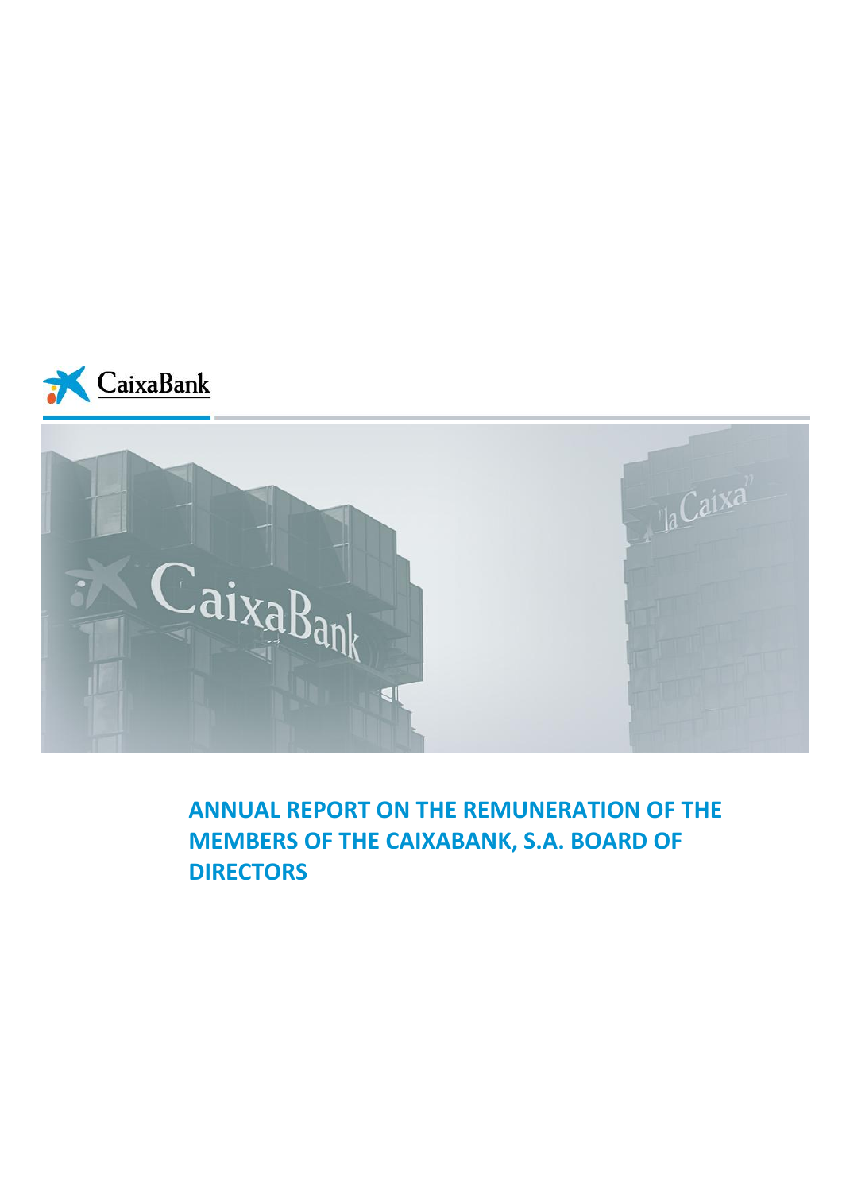# ANNUAL REPORT ON THE REMUNERATION OF THE MEMBERS OF THE CAIXABANK, S.A. BOARD OF DIRECTORS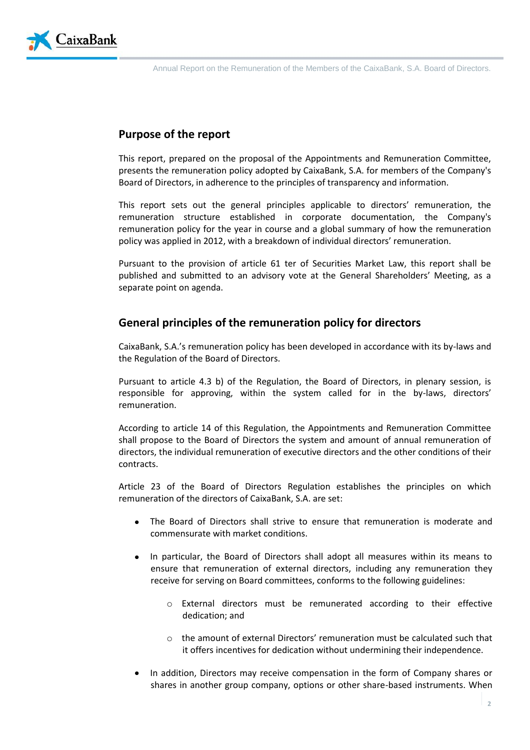## Purpose of the report

This report, prepared on the proposal of the Appointments and Remuneration Committee, presents the remuneration policy adopted by CaixaBank, S.A. for members of the Company's Board of Directors, in adherence to the principles of transparency and information.

This report sets out the general principles applicable to directors' remuneration, the remuneration structure established in corporate documentation, the Company's remuneration policy for the year in course and a global summary of how the remuneration policy was applied in 2012, with a breakdown of individual directors' remuneration.

Pursuant to the provision of article 61 ter of Securities Market Law, this report shall be published and submitted to an advisory vote at the General Shareholders' Meeting, as a separate point on agenda.

## General principles of the remuneration policy for directors

CaixaBank, S.A.'s remuneration policy has been developed in accordance with its by-laws and the Regulation of the Board of Directors.

Pursuant to article 4.3 b) of the Regulation, the Board of Directors, in plenary session, is responsible for approving, within the system called for in the by-laws, directors' remuneration.

According to article 14 of this Regulation, the Appointments and Remuneration Committee shall propose to the Board of Directors the system and amount of annual remuneration of directors, the individual remuneration of executive directors and the other conditions of their contracts.

Article 23 of the Board of Directors Regulation establishes the principles on which remuneration of the directors of CaixaBank, S.A. are set:

- The Board of Directors shall strive to ensure that remuneration is moderate and commensurate with market conditions.
- In particular, the Board of Directors shall adopt all measures within its means to ensure that remuneration of external directors, including any remuneration they receive for serving on Board committees, conforms to the following guidelines:
    - External directors must be remunerated according to their effective dedication; and
    - the amount of external Directors' remuneration must be calculated such that it offers incentives for dedication without undermining their independence.
- In addition, Directors may receive compensation in the form of Company shares or shares in another group company, options or other share-based instruments. When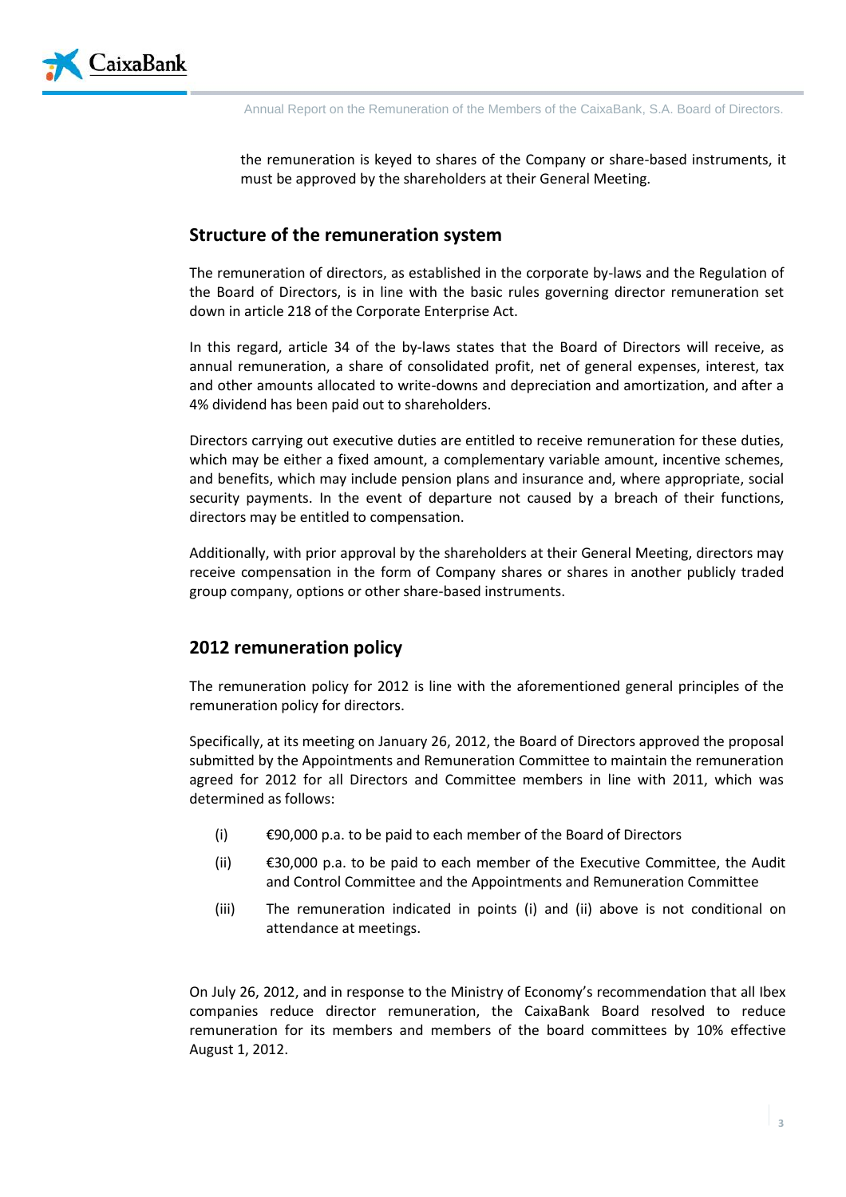the remuneration is keyed to shares of the Company or share-based instruments, it must be approved by the shareholders at their General Meeting.

## Structure of the remuneration system

The remuneration of directors, as established in the corporate by-laws and the Regulation of the Board of Directors, is in line with the basic rules governing director remuneration set down in article 218 of the Corporate Enterprise Act.

In this regard, article 34 of the by-laws states that the Board of Directors will receive, as annual remuneration, a share of consolidated profit, net of general expenses, interest, tax and other amounts allocated to write-downs and depreciation and amortization, and after a 4% dividend has been paid out to shareholders.

Directors carrying out executive duties are entitled to receive remuneration for these duties, which may be either a fixed amount, a complementary variable amount, incentive schemes, and benefits, which may include pension plans and insurance and, where appropriate, social security payments. In the event of departure not caused by a breach of their functions, directors may be entitled to compensation.

Additionally, with prior approval by the shareholders at their General Meeting, directors may receive compensation in the form of Company shares or shares in another publicly traded group company, options or other share-based instruments.

## 2012 remuneration policy

The remuneration policy for 2012 is line with the aforementioned general principles of the remuneration policy for directors.

Specifically, at its meeting on January 26, 2012, the Board of Directors approved the proposal submitted by the Appointments and Remuneration Committee to maintain the remuneration agreed for 2012 for all Directors and Committee members in line with 2011, which was determined as follows:

(i) €90,000 p.a. to be paid to each member of the Board of Directors

(ii) €30,000 p.a. to be paid to each member of the Executive Committee, the Audit and Control Committee and the Appointments and Remuneration Committee

(iii) The remuneration indicated in points (i) and (ii) above is not conditional on attendance at meetings.

On July 26, 2012, and in response to the Ministry of Economy's recommendation that all Ibex companies reduce director remuneration, the CaixaBank Board resolved to reduce remuneration for its members and members of the board committees by 10% effective August 1, 2012.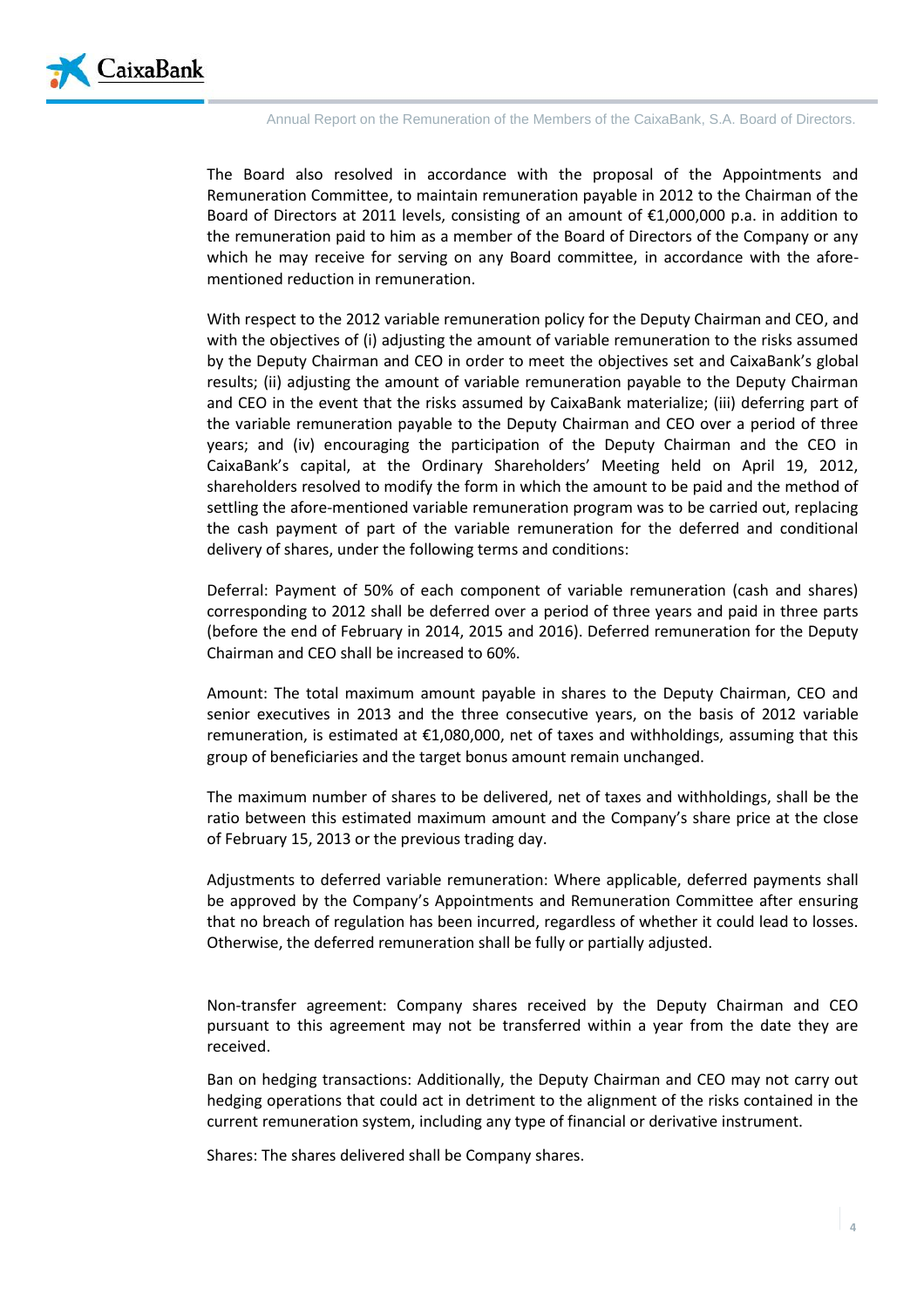The Board also resolved in accordance with the proposal of the Appointments and Remuneration Committee, to maintain remuneration payable in 2012 to the Chairman of the Board of Directors at 2011 levels, consisting of an amount of €1,000,000 p.a. in addition to the remuneration paid to him as a member of the Board of Directors of the Company or any which he may receive for serving on any Board committee, in accordance with the afore-mentioned reduction in remuneration.

With respect to the 2012 variable remuneration policy for the Deputy Chairman and CEO, and with the objectives of (i) adjusting the amount of variable remuneration to the risks assumed by the Deputy Chairman and CEO in order to meet the objectives set and CaixaBank's global results; (ii) adjusting the amount of variable remuneration payable to the Deputy Chairman and CEO in the event that the risks assumed by CaixaBank materialize; (iii) deferring part of the variable remuneration payable to the Deputy Chairman and CEO over a period of three years; and (iv) encouraging the participation of the Deputy Chairman and the CEO in CaixaBank's capital, at the Ordinary Shareholders' Meeting held on April 19, 2012, shareholders resolved to modify the form in which the amount to be paid and the method of settling the afore-mentioned variable remuneration program was to be carried out, replacing the cash payment of part of the variable remuneration for the deferred and conditional delivery of shares, under the following terms and conditions:

Deferral: Payment of 50% of each component of variable remuneration (cash and shares) corresponding to 2012 shall be deferred over a period of three years and paid in three parts (before the end of February in 2014, 2015 and 2016). Deferred remuneration for the Deputy Chairman and CEO shall be increased to 60%.

Amount: The total maximum amount payable in shares to the Deputy Chairman, CEO and senior executives in 2013 and the three consecutive years, on the basis of 2012 variable remuneration, is estimated at €1,080,000, net of taxes and withholdings, assuming that this group of beneficiaries and the target bonus amount remain unchanged.

The maximum number of shares to be delivered, net of taxes and withholdings, shall be the ratio between this estimated maximum amount and the Company's share price at the close of February 15, 2013 or the previous trading day.

Adjustments to deferred variable remuneration: Where applicable, deferred payments shall be approved by the Company's Appointments and Remuneration Committee after ensuring that no breach of regulation has been incurred, regardless of whether it could lead to losses. Otherwise, the deferred remuneration shall be fully or partially adjusted.

Non-transfer agreement: Company shares received by the Deputy Chairman and CEO pursuant to this agreement may not be transferred within a year from the date they are received.

Ban on hedging transactions: Additionally, the Deputy Chairman and CEO may not carry out hedging operations that could act in detriment to the alignment of the risks contained in the current remuneration system, including any type of financial or derivative instrument.

Shares: The shares delivered shall be Company shares.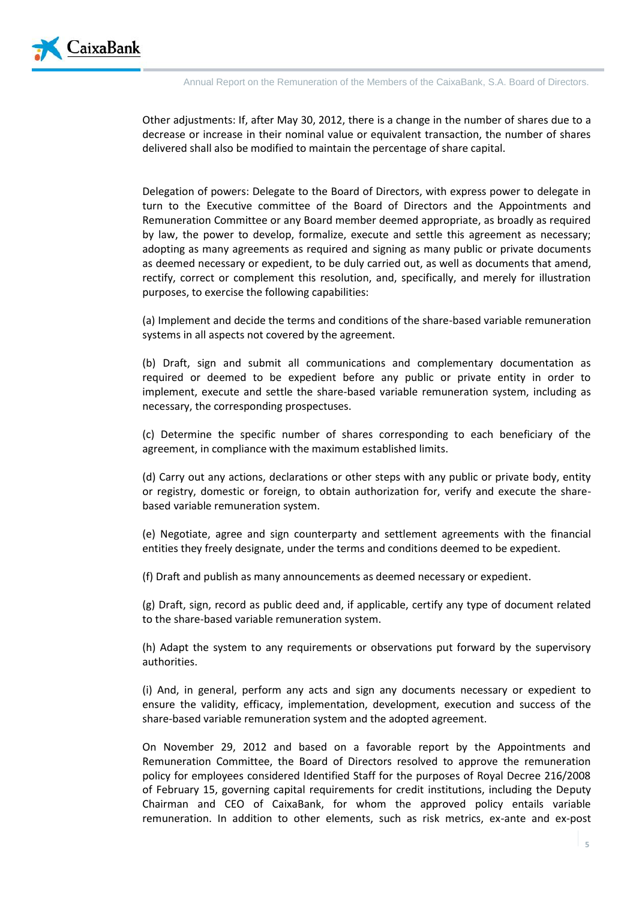Other adjustments: If, after May 30, 2012, there is a change in the number of shares due to a decrease or increase in their nominal value or equivalent transaction, the number of shares delivered shall also be modified to maintain the percentage of share capital.

Delegation of powers: Delegate to the Board of Directors, with express power to delegate in turn to the Executive committee of the Board of Directors and the Appointments and Remuneration Committee or any Board member deemed appropriate, as broadly as required by law, the power to develop, formalize, execute and settle this agreement as necessary; adopting as many agreements as required and signing as many public or private documents as deemed necessary or expedient, to be duly carried out, as well as documents that amend, rectify, correct or complement this resolution, and, specifically, and merely for illustration purposes, to exercise the following capabilities:

(a) Implement and decide the terms and conditions of the share-based variable remuneration systems in all aspects not covered by the agreement.

(b) Draft, sign and submit all communications and complementary documentation as required or deemed to be expedient before any public or private entity in order to implement, execute and settle the share-based variable remuneration system, including as necessary, the corresponding prospectuses.

(c) Determine the specific number of shares corresponding to each beneficiary of the agreement, in compliance with the maximum established limits.

(d) Carry out any actions, declarations or other steps with any public or private body, entity or registry, domestic or foreign, to obtain authorization for, verify and execute the share-based variable remuneration system.

(e) Negotiate, agree and sign counterparty and settlement agreements with the financial entities they freely designate, under the terms and conditions deemed to be expedient.

(f) Draft and publish as many announcements as deemed necessary or expedient.

(g) Draft, sign, record as public deed and, if applicable, certify any type of document related to the share-based variable remuneration system.

(h) Adapt the system to any requirements or observations put forward by the supervisory authorities.

(i) And, in general, perform any acts and sign any documents necessary or expedient to ensure the validity, efficacy, implementation, development, execution and success of the share-based variable remuneration system and the adopted agreement.

On November 29, 2012 and based on a favorable report by the Appointments and Remuneration Committee, the Board of Directors resolved to approve the remuneration policy for employees considered Identified Staff for the purposes of Royal Decree 216/2008 of February 15, governing capital requirements for credit institutions, including the Deputy Chairman and CEO of CaixaBank, for whom the approved policy entails variable remuneration. In addition to other elements, such as risk metrics, ex-ante and ex-post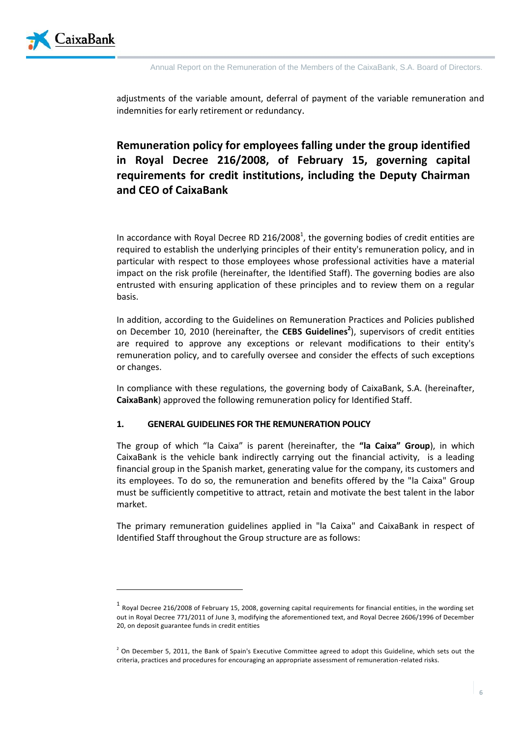adjustments of the variable amount, deferral of payment of the variable remuneration and indemnities for early retirement or redundancy.

## Remuneration policy for employees falling under the group identified in Royal Decree 216/2008, of February 15, governing capital requirements for credit institutions, including the Deputy Chairman and CEO of CaixaBank

In accordance with Royal Decree RD 216/2008[1], the governing bodies of credit entities are required to establish the underlying principles of their entity's remuneration policy, and in particular with respect to those employees whose professional activities have a material impact on the risk profile (hereinafter, the Identified Staff). The governing bodies are also entrusted with ensuring application of these principles and to review them on a regular basis.

In addition, according to the Guidelines on Remuneration Practices and Policies published on December 10, 2010 (hereinafter, the **CEBS Guidelines**[2]), supervisors of credit entities are required to approve any exceptions or relevant modifications to their entity's remuneration policy, and to carefully oversee and consider the effects of such exceptions or changes.

In compliance with these regulations, the governing body of CaixaBank, S.A. (hereinafter, **CaixaBank**) approved the following remuneration policy for Identified Staff.

### 1. GENERAL GUIDELINES FOR THE REMUNERATION POLICY

The group of which "la Caixa" is parent (hereinafter, the **"la Caixa" Group**), in which CaixaBank is the vehicle bank indirectly carrying out the financial activity, is a leading financial group in the Spanish market, generating value for the company, its customers and its employees. To do so, the remuneration and benefits offered by the "la Caixa" Group must be sufficiently competitive to attract, retain and motivate the best talent in the labor market.

The primary remuneration guidelines applied in "la Caixa" and CaixaBank in respect of Identified Staff throughout the Group structure are as follows:

---

[1] Royal Decree 216/2008 of February 15, 2008, governing capital requirements for financial entities, in the wording set out in Royal Decree 771/2011 of June 3, modifying the aforementioned text, and Royal Decree 2606/1996 of December 20, on deposit guarantee funds in credit entities

[2] On December 5, 2011, the Bank of Spain's Executive Committee agreed to adopt this Guideline, which sets out the criteria, practices and procedures for encouraging an appropriate assessment of remuneration-related risks.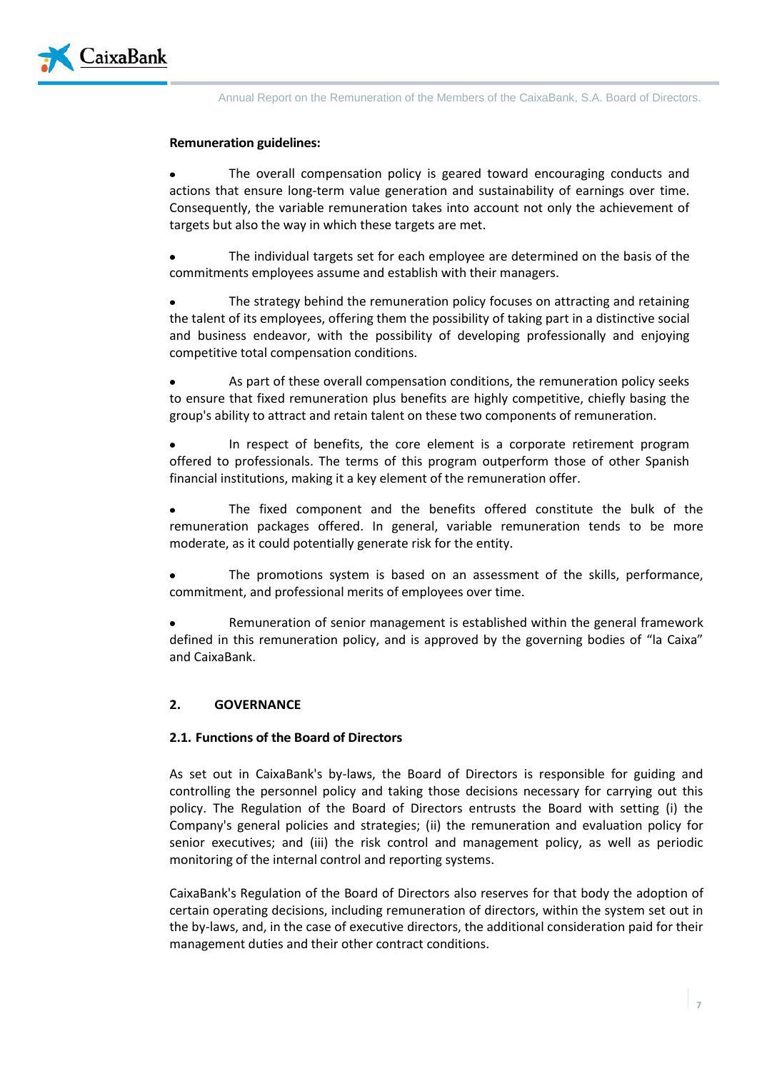**Remuneration guidelines:**

- The overall compensation policy is geared toward encouraging conducts and actions that ensure long-term value generation and sustainability of earnings over time. Consequently, the variable remuneration takes into account not only the achievement of targets but also the way in which these targets are met.

- The individual targets set for each employee are determined on the basis of the commitments employees assume and establish with their managers.

- The strategy behind the remuneration policy focuses on attracting and retaining the talent of its employees, offering them the possibility of taking part in a distinctive social and business endeavor, with the possibility of developing professionally and enjoying competitive total compensation conditions.

- As part of these overall compensation conditions, the remuneration policy seeks to ensure that fixed remuneration plus benefits are highly competitive, chiefly basing the group's ability to attract and retain talent on these two components of remuneration.

- In respect of benefits, the core element is a corporate retirement program offered to professionals. The terms of this program outperform those of other Spanish financial institutions, making it a key element of the remuneration offer.

- The fixed component and the benefits offered constitute the bulk of the remuneration packages offered. In general, variable remuneration tends to be more moderate, as it could potentially generate risk for the entity.

- The promotions system is based on an assessment of the skills, performance, commitment, and professional merits of employees over time.

- Remuneration of senior management is established within the general framework defined in this remuneration policy, and is approved by the governing bodies of "la Caixa" and CaixaBank.

## 2. GOVERNANCE

### 2.1. Functions of the Board of Directors

As set out in CaixaBank's by-laws, the Board of Directors is responsible for guiding and controlling the personnel policy and taking those decisions necessary for carrying out this policy. The Regulation of the Board of Directors entrusts the Board with setting (i) the Company's general policies and strategies; (ii) the remuneration and evaluation policy for senior executives; and (iii) the risk control and management policy, as well as periodic monitoring of the internal control and reporting systems.

CaixaBank's Regulation of the Board of Directors also reserves for that body the adoption of certain operating decisions, including remuneration of directors, within the system set out in the by-laws, and, in the case of executive directors, the additional consideration paid for their management duties and their other contract conditions.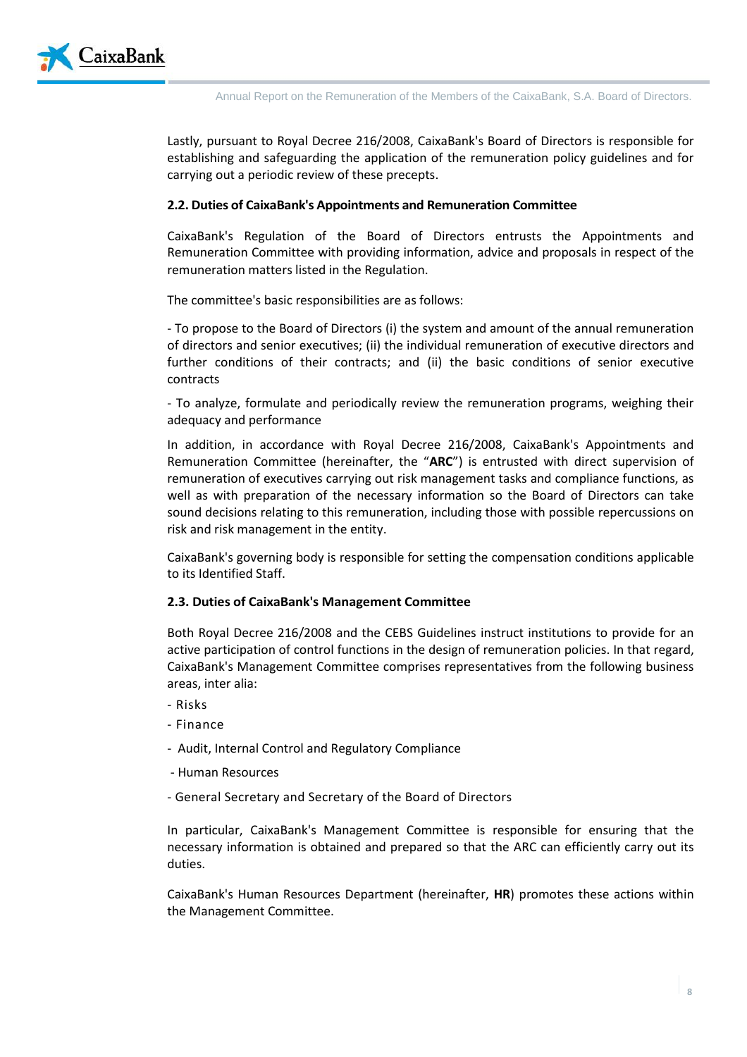Lastly, pursuant to Royal Decree 216/2008, CaixaBank's Board of Directors is responsible for establishing and safeguarding the application of the remuneration policy guidelines and for carrying out a periodic review of these precepts.

### 2.2. Duties of CaixaBank's Appointments and Remuneration Committee

CaixaBank's Regulation of the Board of Directors entrusts the Appointments and Remuneration Committee with providing information, advice and proposals in respect of the remuneration matters listed in the Regulation.

The committee's basic responsibilities are as follows:

- To propose to the Board of Directors (i) the system and amount of the annual remuneration of directors and senior executives; (ii) the individual remuneration of executive directors and further conditions of their contracts; and (ii) the basic conditions of senior executive contracts

- To analyze, formulate and periodically review the remuneration programs, weighing their adequacy and performance

In addition, in accordance with Royal Decree 216/2008, CaixaBank's Appointments and Remuneration Committee (hereinafter, the "**ARC**") is entrusted with direct supervision of remuneration of executives carrying out risk management tasks and compliance functions, as well as with preparation of the necessary information so the Board of Directors can take sound decisions relating to this remuneration, including those with possible repercussions on risk and risk management in the entity.

CaixaBank's governing body is responsible for setting the compensation conditions applicable to its Identified Staff.

### 2.3. Duties of CaixaBank's Management Committee

Both Royal Decree 216/2008 and the CEBS Guidelines instruct institutions to provide for an active participation of control functions in the design of remuneration policies. In that regard, CaixaBank's Management Committee comprises representatives from the following business areas, inter alia:

- Risks
- Finance
- Audit, Internal Control and Regulatory Compliance
- Human Resources
- General Secretary and Secretary of the Board of Directors

In particular, CaixaBank's Management Committee is responsible for ensuring that the necessary information is obtained and prepared so that the ARC can efficiently carry out its duties.

CaixaBank's Human Resources Department (hereinafter, **HR**) promotes these actions within the Management Committee.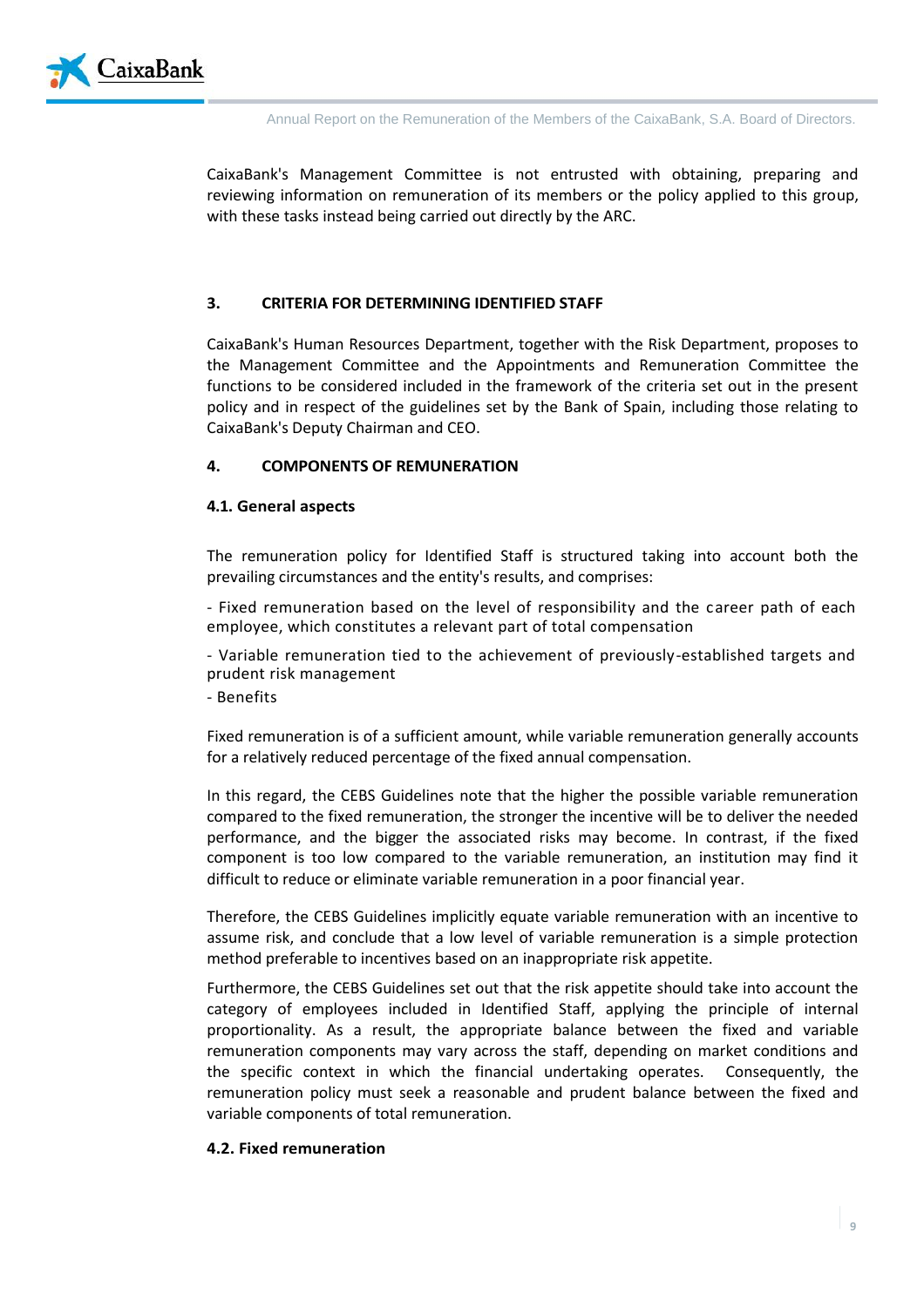CaixaBank's Management Committee is not entrusted with obtaining, preparing and reviewing information on remuneration of its members or the policy applied to this group, with these tasks instead being carried out directly by the ARC.

## 3. CRITERIA FOR DETERMINING IDENTIFIED STAFF

CaixaBank's Human Resources Department, together with the Risk Department, proposes to the Management Committee and the Appointments and Remuneration Committee the functions to be considered included in the framework of the criteria set out in the present policy and in respect of the guidelines set by the Bank of Spain, including those relating to CaixaBank's Deputy Chairman and CEO.

## 4. COMPONENTS OF REMUNERATION

### 4.1. General aspects

The remuneration policy for Identified Staff is structured taking into account both the prevailing circumstances and the entity's results, and comprises:

- Fixed remuneration based on the level of responsibility and the career path of each employee, which constitutes a relevant part of total compensation
- Variable remuneration tied to the achievement of previously-established targets and prudent risk management
- Benefits

Fixed remuneration is of a sufficient amount, while variable remuneration generally accounts for a relatively reduced percentage of the fixed annual compensation.

In this regard, the CEBS Guidelines note that the higher the possible variable remuneration compared to the fixed remuneration, the stronger the incentive will be to deliver the needed performance, and the bigger the associated risks may become. In contrast, if the fixed component is too low compared to the variable remuneration, an institution may find it difficult to reduce or eliminate variable remuneration in a poor financial year.

Therefore, the CEBS Guidelines implicitly equate variable remuneration with an incentive to assume risk, and conclude that a low level of variable remuneration is a simple protection method preferable to incentives based on an inappropriate risk appetite.

Furthermore, the CEBS Guidelines set out that the risk appetite should take into account the category of employees included in Identified Staff, applying the principle of internal proportionality. As a result, the appropriate balance between the fixed and variable remuneration components may vary across the staff, depending on market conditions and the specific context in which the financial undertaking operates. Consequently, the remuneration policy must seek a reasonable and prudent balance between the fixed and variable components of total remuneration.

### 4.2. Fixed remuneration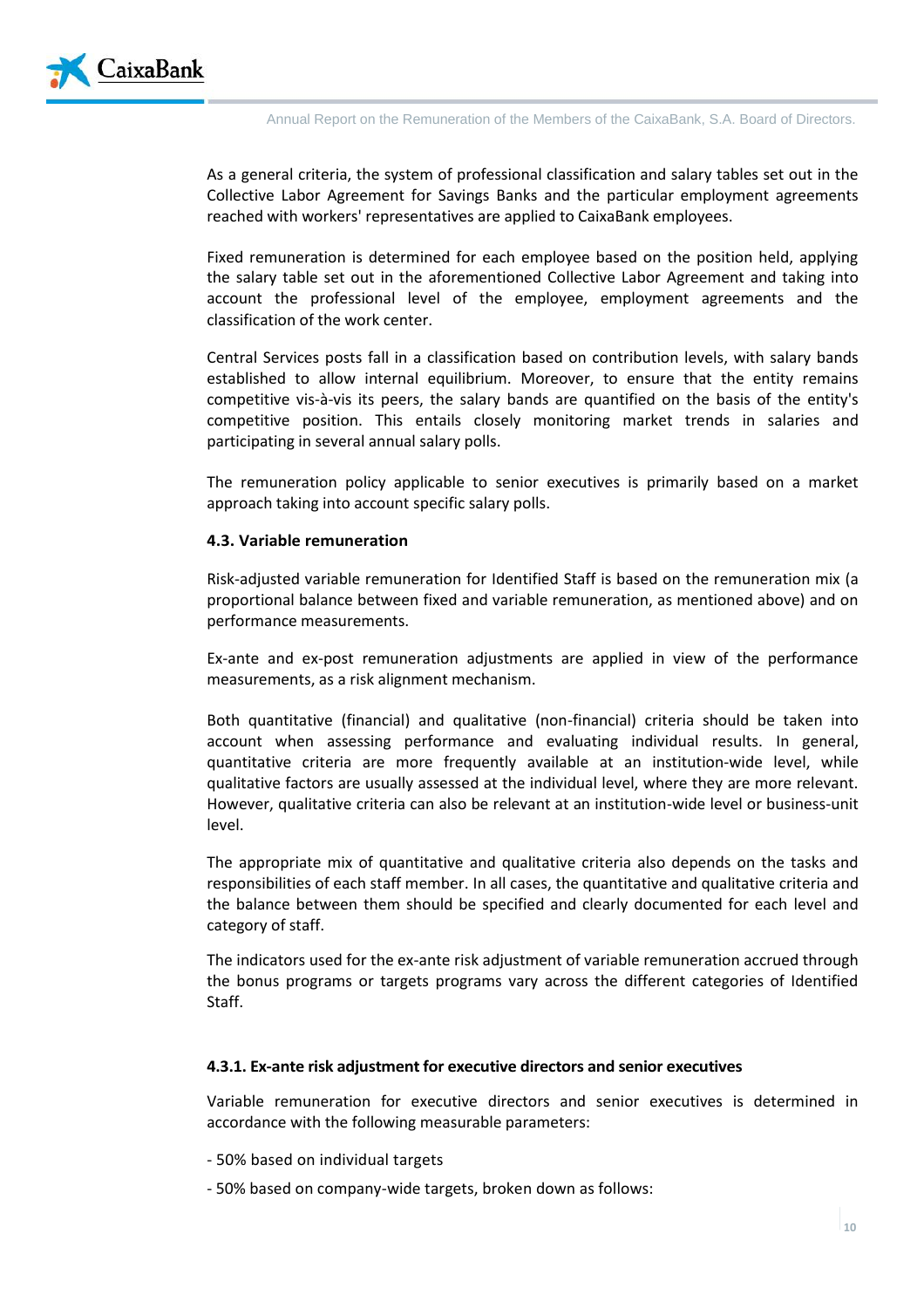As a general criteria, the system of professional classification and salary tables set out in the Collective Labor Agreement for Savings Banks and the particular employment agreements reached with workers' representatives are applied to CaixaBank employees.

Fixed remuneration is determined for each employee based on the position held, applying the salary table set out in the aforementioned Collective Labor Agreement and taking into account the professional level of the employee, employment agreements and the classification of the work center.

Central Services posts fall in a classification based on contribution levels, with salary bands established to allow internal equilibrium. Moreover, to ensure that the entity remains competitive vis-à-vis its peers, the salary bands are quantified on the basis of the entity's competitive position. This entails closely monitoring market trends in salaries and participating in several annual salary polls.

The remuneration policy applicable to senior executives is primarily based on a market approach taking into account specific salary polls.

### 4.3. Variable remuneration

Risk-adjusted variable remuneration for Identified Staff is based on the remuneration mix (a proportional balance between fixed and variable remuneration, as mentioned above) and on performance measurements.

Ex-ante and ex-post remuneration adjustments are applied in view of the performance measurements, as a risk alignment mechanism.

Both quantitative (financial) and qualitative (non-financial) criteria should be taken into account when assessing performance and evaluating individual results. In general, quantitative criteria are more frequently available at an institution-wide level, while qualitative factors are usually assessed at the individual level, where they are more relevant. However, qualitative criteria can also be relevant at an institution-wide level or business-unit level.

The appropriate mix of quantitative and qualitative criteria also depends on the tasks and responsibilities of each staff member. In all cases, the quantitative and qualitative criteria and the balance between them should be specified and clearly documented for each level and category of staff.

The indicators used for the ex-ante risk adjustment of variable remuneration accrued through the bonus programs or targets programs vary across the different categories of Identified Staff.

#### 4.3.1. Ex-ante risk adjustment for executive directors and senior executives

Variable remuneration for executive directors and senior executives is determined in accordance with the following measurable parameters:

- 50% based on individual targets
- 50% based on company-wide targets, broken down as follows: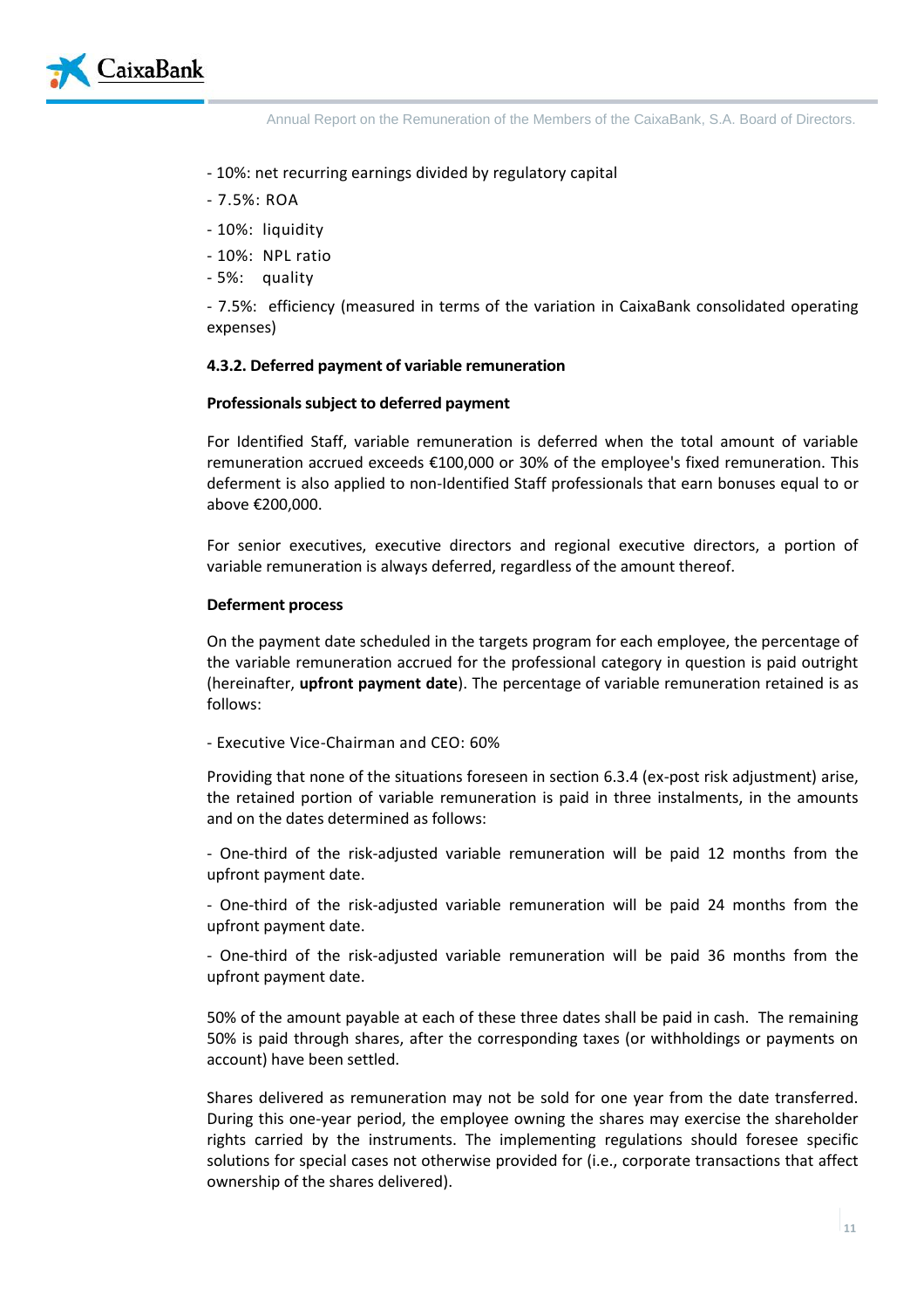- 10%: net recurring earnings divided by regulatory capital
- 7.5%: ROA
- 10%: liquidity
- 10%: NPL ratio
- 5%: quality
- 7.5%: efficiency (measured in terms of the variation in CaixaBank consolidated operating expenses)

#### 4.3.2. Deferred payment of variable remuneration

**Professionals subject to deferred payment**

For Identified Staff, variable remuneration is deferred when the total amount of variable remuneration accrued exceeds €100,000 or 30% of the employee's fixed remuneration. This deferment is also applied to non-Identified Staff professionals that earn bonuses equal to or above €200,000.

For senior executives, executive directors and regional executive directors, a portion of variable remuneration is always deferred, regardless of the amount thereof.

**Deferment process**

On the payment date scheduled in the targets program for each employee, the percentage of the variable remuneration accrued for the professional category in question is paid outright (hereinafter, **upfront payment date**). The percentage of variable remuneration retained is as follows:

- Executive Vice-Chairman and CEO: 60%

Providing that none of the situations foreseen in section 6.3.4 (ex-post risk adjustment) arise, the retained portion of variable remuneration is paid in three instalments, in the amounts and on the dates determined as follows:

- One-third of the risk-adjusted variable remuneration will be paid 12 months from the upfront payment date.
- One-third of the risk-adjusted variable remuneration will be paid 24 months from the upfront payment date.
- One-third of the risk-adjusted variable remuneration will be paid 36 months from the upfront payment date.

50% of the amount payable at each of these three dates shall be paid in cash. The remaining 50% is paid through shares, after the corresponding taxes (or withholdings or payments on account) have been settled.

Shares delivered as remuneration may not be sold for one year from the date transferred. During this one-year period, the employee owning the shares may exercise the shareholder rights carried by the instruments. The implementing regulations should foresee specific solutions for special cases not otherwise provided for (i.e., corporate transactions that affect ownership of the shares delivered).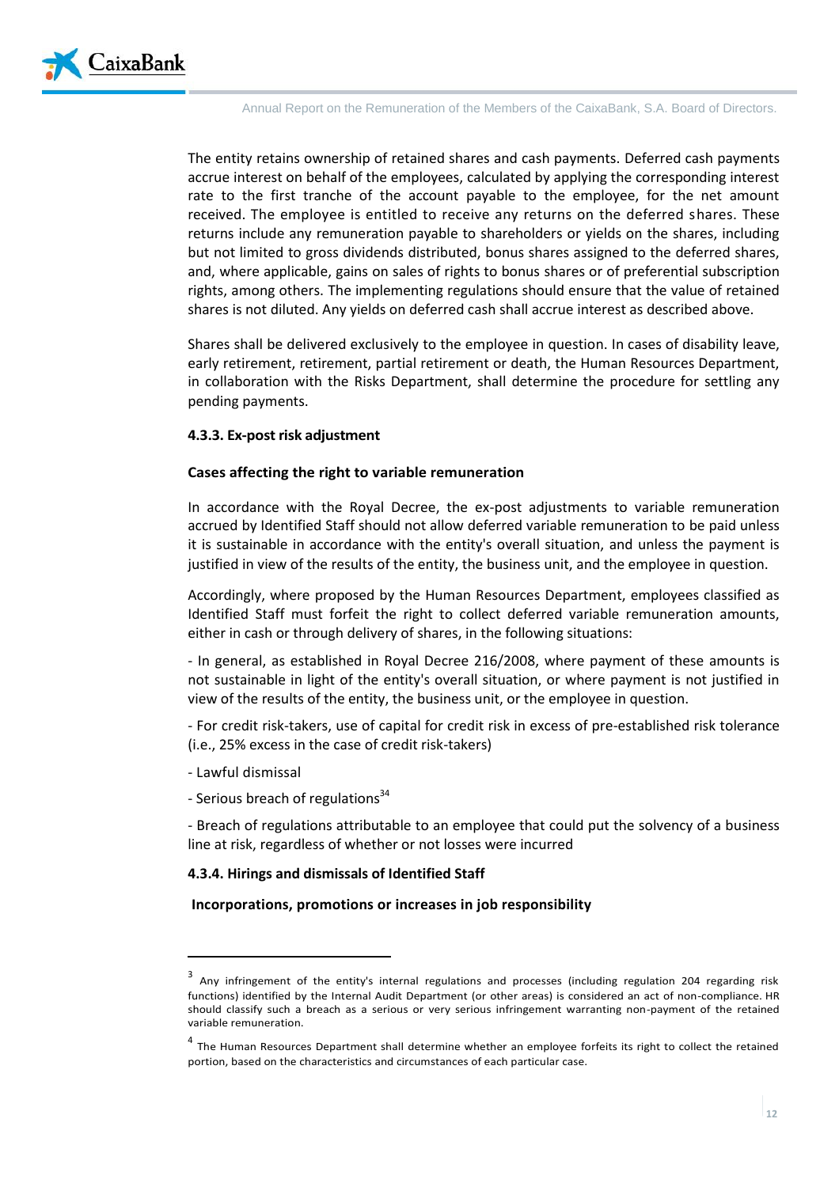The entity retains ownership of retained shares and cash payments. Deferred cash payments accrue interest on behalf of the employees, calculated by applying the corresponding interest rate to the first tranche of the account payable to the employee, for the net amount received. The employee is entitled to receive any returns on the deferred shares. These returns include any remuneration payable to shareholders or yields on the shares, including but not limited to gross dividends distributed, bonus shares assigned to the deferred shares, and, where applicable, gains on sales of rights to bonus shares or of preferential subscription rights, among others. The implementing regulations should ensure that the value of retained shares is not diluted. Any yields on deferred cash shall accrue interest as described above.

Shares shall be delivered exclusively to the employee in question. In cases of disability leave, early retirement, retirement, partial retirement or death, the Human Resources Department, in collaboration with the Risks Department, shall determine the procedure for settling any pending payments.

#### 4.3.3. Ex-post risk adjustment

**Cases affecting the right to variable remuneration**

In accordance with the Royal Decree, the ex-post adjustments to variable remuneration accrued by Identified Staff should not allow deferred variable remuneration to be paid unless it is sustainable in accordance with the entity's overall situation, and unless the payment is justified in view of the results of the entity, the business unit, and the employee in question.

Accordingly, where proposed by the Human Resources Department, employees classified as Identified Staff must forfeit the right to collect deferred variable remuneration amounts, either in cash or through delivery of shares, in the following situations:

- In general, as established in Royal Decree 216/2008, where payment of these amounts is not sustainable in light of the entity's overall situation, or where payment is not justified in view of the results of the entity, the business unit, or the employee in question.

- For credit risk-takers, use of capital for credit risk in excess of pre-established risk tolerance (i.e., 25% excess in the case of credit risk-takers)

- Lawful dismissal

- Serious breach of regulations[3][4]

- Breach of regulations attributable to an employee that could put the solvency of a business line at risk, regardless of whether or not losses were incurred

#### 4.3.4. Hirings and dismissals of Identified Staff

**Incorporations, promotions or increases in job responsibility**

---

[3] Any infringement of the entity's internal regulations and processes (including regulation 204 regarding risk functions) identified by the Internal Audit Department (or other areas) is considered an act of non-compliance. HR should classify such a breach as a serious or very serious infringement warranting non-payment of the retained variable remuneration.

[4] The Human Resources Department shall determine whether an employee forfeits its right to collect the retained portion, based on the characteristics and circumstances of each particular case.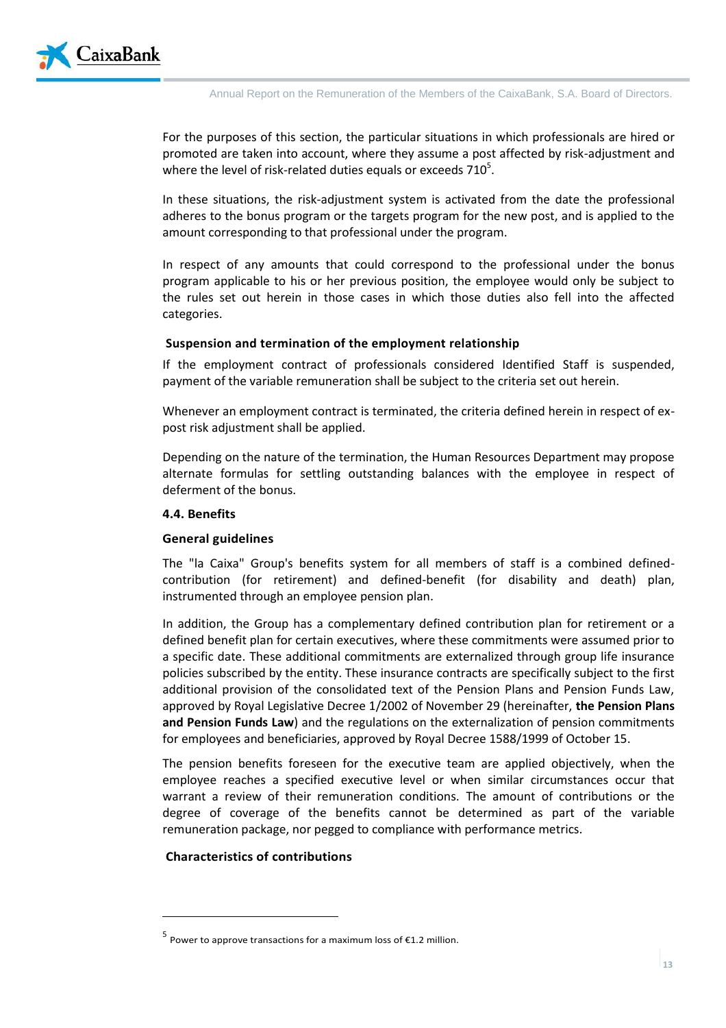For the purposes of this section, the particular situations in which professionals are hired or promoted are taken into account, where they assume a post affected by risk-adjustment and where the level of risk-related duties equals or exceeds 710[5].

In these situations, the risk-adjustment system is activated from the date the professional adheres to the bonus program or the targets program for the new post, and is applied to the amount corresponding to that professional under the program.

In respect of any amounts that could correspond to the professional under the bonus program applicable to his or her previous position, the employee would only be subject to the rules set out herein in those cases in which those duties also fell into the affected categories.

**Suspension and termination of the employment relationship**

If the employment contract of professionals considered Identified Staff is suspended, payment of the variable remuneration shall be subject to the criteria set out herein.

Whenever an employment contract is terminated, the criteria defined herein in respect of ex-post risk adjustment shall be applied.

Depending on the nature of the termination, the Human Resources Department may propose alternate formulas for settling outstanding balances with the employee in respect of deferment of the bonus.

### 4.4. Benefits

**General guidelines**

The "la Caixa" Group's benefits system for all members of staff is a combined defined-contribution (for retirement) and defined-benefit (for disability and death) plan, instrumented through an employee pension plan.

In addition, the Group has a complementary defined contribution plan for retirement or a defined benefit plan for certain executives, where these commitments were assumed prior to a specific date. These additional commitments are externalized through group life insurance policies subscribed by the entity. These insurance contracts are specifically subject to the first additional provision of the consolidated text of the Pension Plans and Pension Funds Law, approved by Royal Legislative Decree 1/2002 of November 29 (hereinafter, **the Pension Plans and Pension Funds Law**) and the regulations on the externalization of pension commitments for employees and beneficiaries, approved by Royal Decree 1588/1999 of October 15.

The pension benefits foreseen for the executive team are applied objectively, when the employee reaches a specified executive level or when similar circumstances occur that warrant a review of their remuneration conditions. The amount of contributions or the degree of coverage of the benefits cannot be determined as part of the variable remuneration package, nor pegged to compliance with performance metrics.

**Characteristics of contributions**

---

[5] Power to approve transactions for a maximum loss of €1.2 million.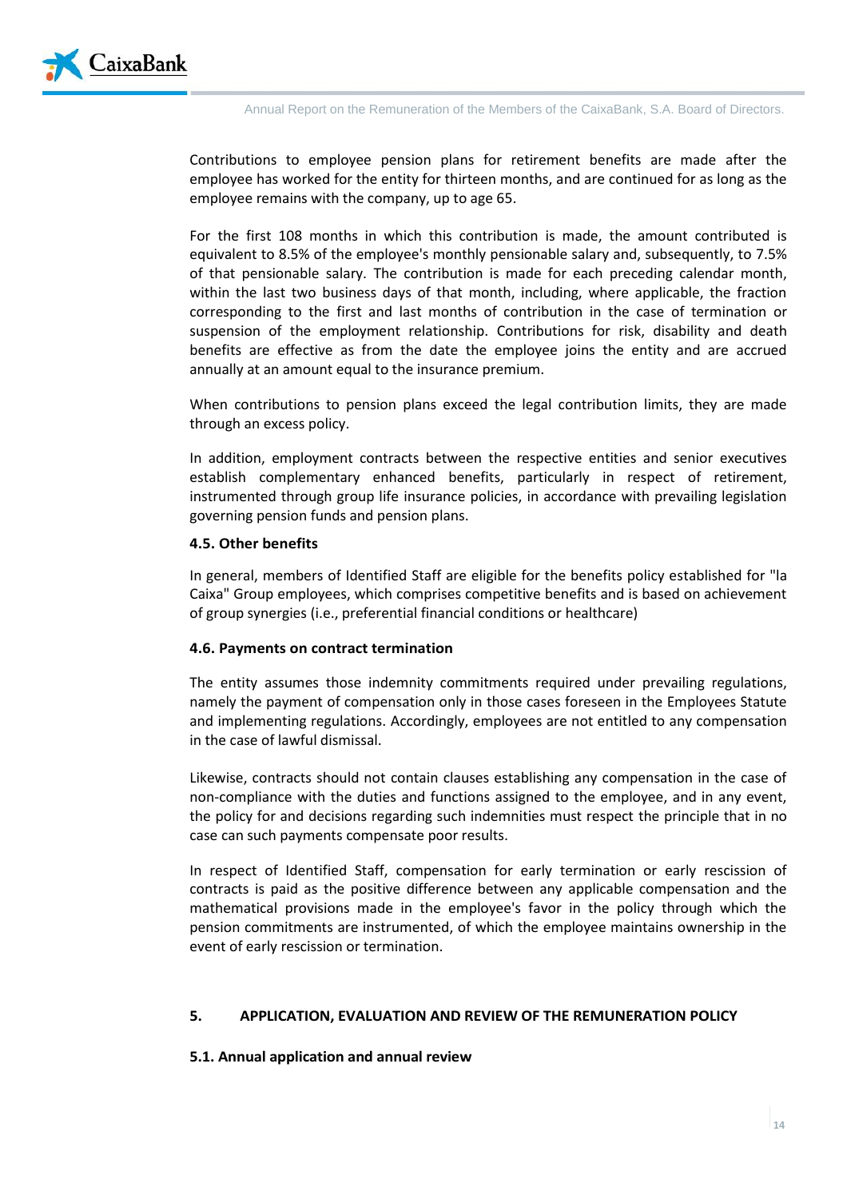Contributions to employee pension plans for retirement benefits are made after the employee has worked for the entity for thirteen months, and are continued for as long as the employee remains with the company, up to age 65.

For the first 108 months in which this contribution is made, the amount contributed is equivalent to 8.5% of the employee's monthly pensionable salary and, subsequently, to 7.5% of that pensionable salary. The contribution is made for each preceding calendar month, within the last two business days of that month, including, where applicable, the fraction corresponding to the first and last months of contribution in the case of termination or suspension of the employment relationship. Contributions for risk, disability and death benefits are effective as from the date the employee joins the entity and are accrued annually at an amount equal to the insurance premium.

When contributions to pension plans exceed the legal contribution limits, they are made through an excess policy.

In addition, employment contracts between the respective entities and senior executives establish complementary enhanced benefits, particularly in respect of retirement, instrumented through group life insurance policies, in accordance with prevailing legislation governing pension funds and pension plans.

### 4.5. Other benefits

In general, members of Identified Staff are eligible for the benefits policy established for "la Caixa" Group employees, which comprises competitive benefits and is based on achievement of group synergies (i.e., preferential financial conditions or healthcare)

### 4.6. Payments on contract termination

The entity assumes those indemnity commitments required under prevailing regulations, namely the payment of compensation only in those cases foreseen in the Employees Statute and implementing regulations. Accordingly, employees are not entitled to any compensation in the case of lawful dismissal.

Likewise, contracts should not contain clauses establishing any compensation in the case of non-compliance with the duties and functions assigned to the employee, and in any event, the policy for and decisions regarding such indemnities must respect the principle that in no case can such payments compensate poor results.

In respect of Identified Staff, compensation for early termination or early rescission of contracts is paid as the positive difference between any applicable compensation and the mathematical provisions made in the employee's favor in the policy through which the pension commitments are instrumented, of which the employee maintains ownership in the event of early rescission or termination.

## 5. APPLICATION, EVALUATION AND REVIEW OF THE REMUNERATION POLICY

### 5.1. Annual application and annual review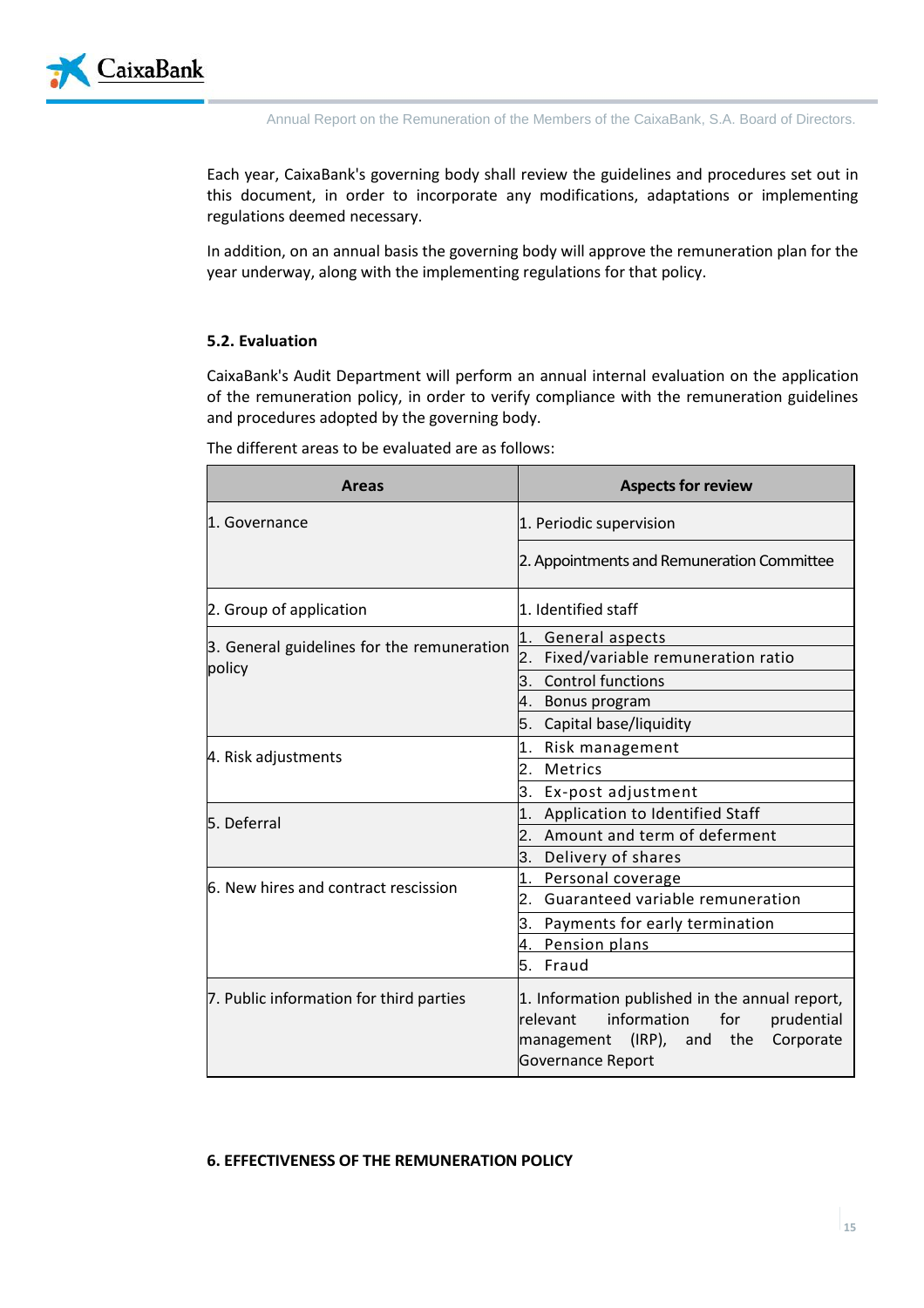Each year, CaixaBank's governing body shall review the guidelines and procedures set out in this document, in order to incorporate any modifications, adaptations or implementing regulations deemed necessary.

In addition, on an annual basis the governing body will approve the remuneration plan for the year underway, along with the implementing regulations for that policy.

### 5.2. Evaluation

CaixaBank's Audit Department will perform an annual internal evaluation on the application of the remuneration policy, in order to verify compliance with the remuneration guidelines and procedures adopted by the governing body.

The different areas to be evaluated are as follows:

| Areas | Aspects for review |
| --- | --- |
| 1. Governance | 1. Periodic supervision |
| | 2. Appointments and Remuneration Committee |
| 2. Group of application | 1. Identified staff |
| 3. General guidelines for the remuneration policy | 1. General aspects |
| | 2. Fixed/variable remuneration ratio |
| | 3. Control functions |
| | 4. Bonus program |
| | 5. Capital base/liquidity |
| 4. Risk adjustments | 1. Risk management |
| | 2. Metrics |
| | 3. Ex-post adjustment |
| 5. Deferral | 1. Application to Identified Staff |
| | 2. Amount and term of deferment |
| | 3. Delivery of shares |
| 6. New hires and contract rescission | 1. Personal coverage |
| | 2. Guaranteed variable remuneration |
| | 3. Payments for early termination |
| | 4. Pension plans |
| | 5. Fraud |
| 7. Public information for third parties | 1. Information published in the annual report, relevant information for prudential management (IRP), and the Corporate Governance Report |

## 6. EFFECTIVENESS OF THE REMUNERATION POLICY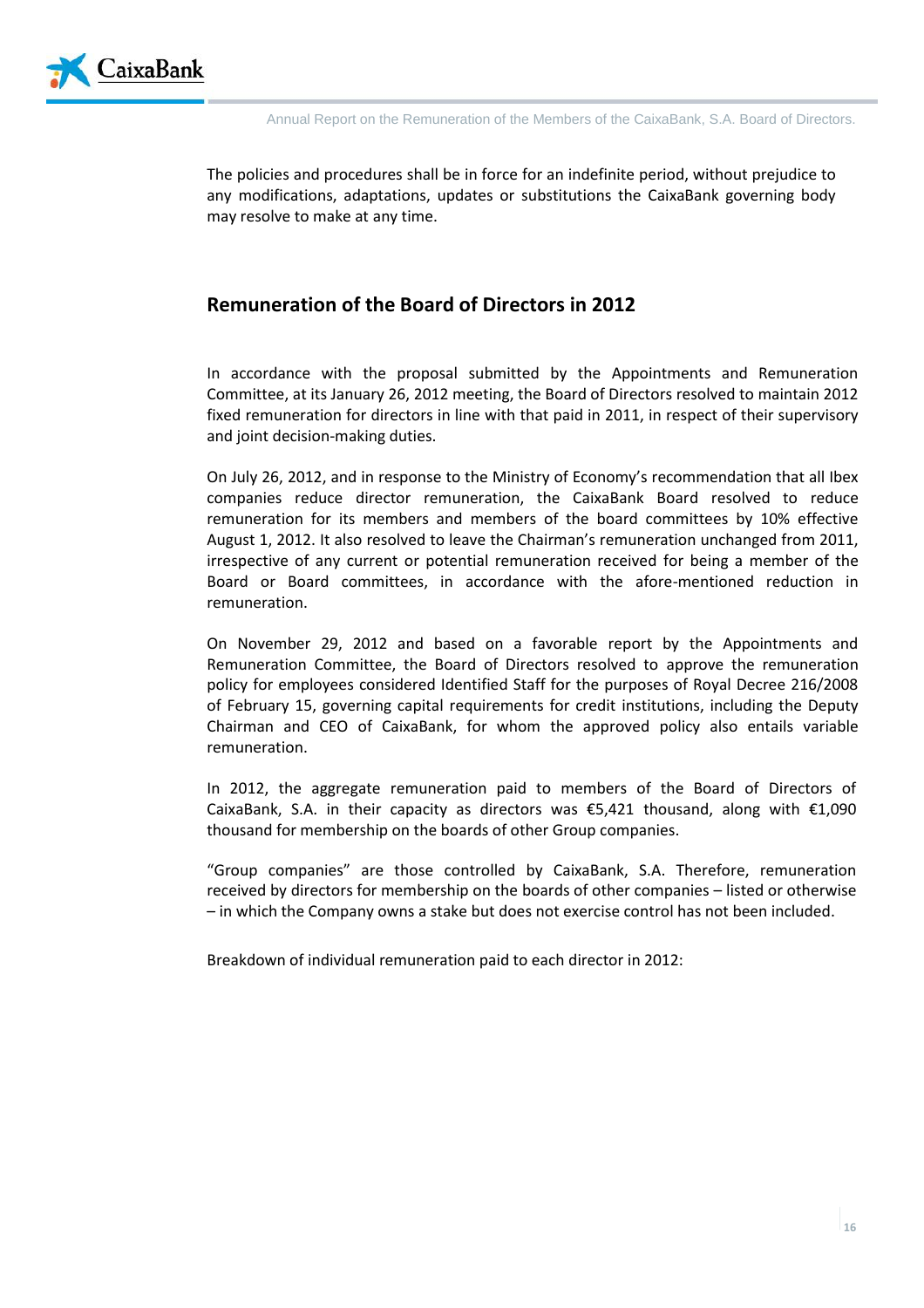The policies and procedures shall be in force for an indefinite period, without prejudice to any modifications, adaptations, updates or substitutions the CaixaBank governing body may resolve to make at any time.

## Remuneration of the Board of Directors in 2012

In accordance with the proposal submitted by the Appointments and Remuneration Committee, at its January 26, 2012 meeting, the Board of Directors resolved to maintain 2012 fixed remuneration for directors in line with that paid in 2011, in respect of their supervisory and joint decision-making duties.

On July 26, 2012, and in response to the Ministry of Economy's recommendation that all Ibex companies reduce director remuneration, the CaixaBank Board resolved to reduce remuneration for its members and members of the board committees by 10% effective August 1, 2012. It also resolved to leave the Chairman's remuneration unchanged from 2011, irrespective of any current or potential remuneration received for being a member of the Board or Board committees, in accordance with the afore-mentioned reduction in remuneration.

On November 29, 2012 and based on a favorable report by the Appointments and Remuneration Committee, the Board of Directors resolved to approve the remuneration policy for employees considered Identified Staff for the purposes of Royal Decree 216/2008 of February 15, governing capital requirements for credit institutions, including the Deputy Chairman and CEO of CaixaBank, for whom the approved policy also entails variable remuneration.

In 2012, the aggregate remuneration paid to members of the Board of Directors of CaixaBank, S.A. in their capacity as directors was €5,421 thousand, along with €1,090 thousand for membership on the boards of other Group companies.

"Group companies" are those controlled by CaixaBank, S.A. Therefore, remuneration received by directors for membership on the boards of other companies – listed or otherwise – in which the Company owns a stake but does not exercise control has not been included.

Breakdown of individual remuneration paid to each director in 2012: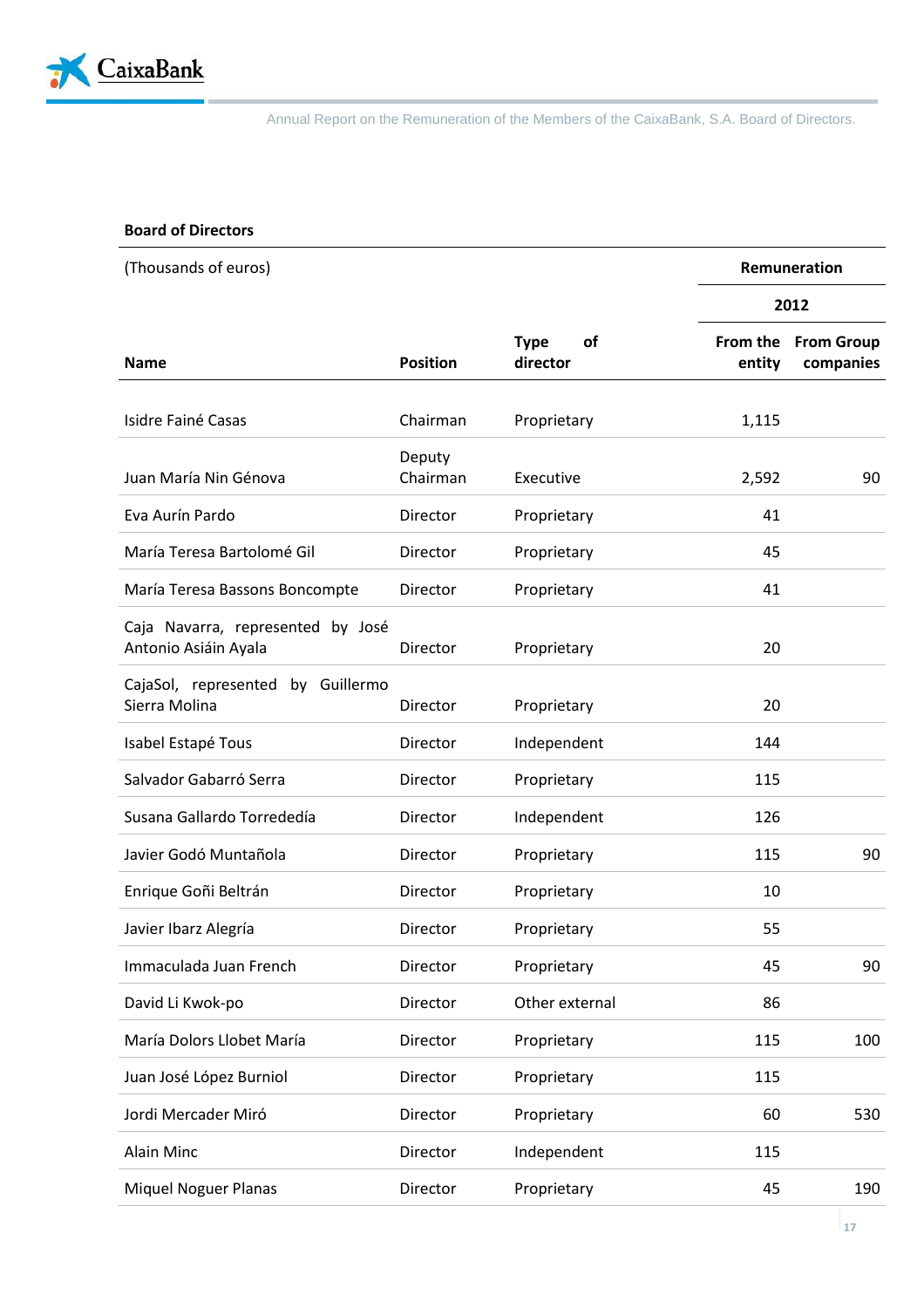**Board of Directors**

| (Thousands of euros) | | | Remuneration | |
|---|---|---|---|---|
| | | | 2012 | |
| Name | Position | Type of director | From the entity | From Group companies |
| Isidre Fainé Casas | Chairman | Proprietary | 1,115 | |
| Juan María Nin Génova | Deputy Chairman | Executive | 2,592 | 90 |
| Eva Aurín Pardo | Director | Proprietary | 41 | |
| María Teresa Bartolomé Gil | Director | Proprietary | 45 | |
| María Teresa Bassons Boncompte | Director | Proprietary | 41 | |
| Caja Navarra, represented by José Antonio Asiáin Ayala | Director | Proprietary | 20 | |
| CajaSol, represented by Guillermo Sierra Molina | Director | Proprietary | 20 | |
| Isabel Estapé Tous | Director | Independent | 144 | |
| Salvador Gabarró Serra | Director | Proprietary | 115 | |
| Susana Gallardo Torrededía | Director | Independent | 126 | |
| Javier Godó Muntañola | Director | Proprietary | 115 | 90 |
| Enrique Goñi Beltrán | Director | Proprietary | 10 | |
| Javier Ibarz Alegría | Director | Proprietary | 55 | |
| Immaculada Juan French | Director | Proprietary | 45 | 90 |
| David Li Kwok-po | Director | Other external | 86 | |
| María Dolors Llobet María | Director | Proprietary | 115 | 100 |
| Juan José López Burniol | Director | Proprietary | 115 | |
| Jordi Mercader Miró | Director | Proprietary | 60 | 530 |
| Alain Minc | Director | Independent | 115 | |
| Miquel Noguer Planas | Director | Proprietary | 45 | 190 |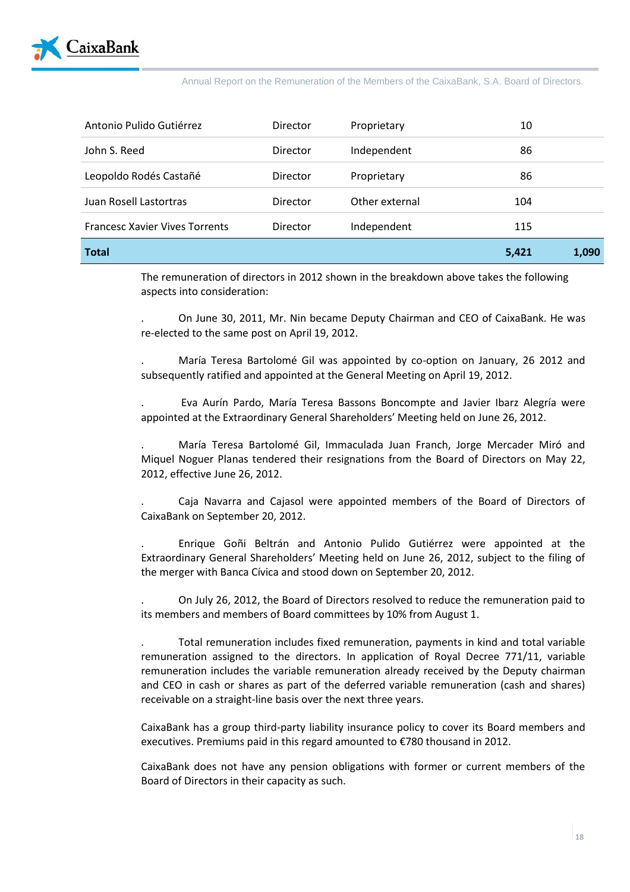| | | | | |
|---|---|---|---|---|
| Antonio Pulido Gutiérrez | Director | Proprietary | 10 | |
| John S. Reed | Director | Independent | 86 | |
| Leopoldo Rodés Castañé | Director | Proprietary | 86 | |
| Juan Rosell Lastortras | Director | Other external | 104 | |
| Francesc Xavier Vives Torrents | Director | Independent | 115 | |
| **Total** | | | **5,421** | **1,090** |

The remuneration of directors in 2012 shown in the breakdown above takes the following aspects into consideration:

. On June 30, 2011, Mr. Nin became Deputy Chairman and CEO of CaixaBank. He was re-elected to the same post on April 19, 2012.

. María Teresa Bartolomé Gil was appointed by co-option on January, 26 2012 and subsequently ratified and appointed at the General Meeting on April 19, 2012.

. Eva Aurín Pardo, María Teresa Bassons Boncompte and Javier Ibarz Alegría were appointed at the Extraordinary General Shareholders' Meeting held on June 26, 2012.

. María Teresa Bartolomé Gil, Immaculada Juan Franch, Jorge Mercader Miró and Miquel Noguer Planas tendered their resignations from the Board of Directors on May 22, 2012, effective June 26, 2012.

. Caja Navarra and Cajasol were appointed members of the Board of Directors of CaixaBank on September 20, 2012.

. Enrique Goñi Beltrán and Antonio Pulido Gutiérrez were appointed at the Extraordinary General Shareholders' Meeting held on June 26, 2012, subject to the filing of the merger with Banca Cívica and stood down on September 20, 2012.

. On July 26, 2012, the Board of Directors resolved to reduce the remuneration paid to its members and members of Board committees by 10% from August 1.

. Total remuneration includes fixed remuneration, payments in kind and total variable remuneration assigned to the directors. In application of Royal Decree 771/11, variable remuneration includes the variable remuneration already received by the Deputy chairman and CEO in cash or shares as part of the deferred variable remuneration (cash and shares) receivable on a straight-line basis over the next three years.

CaixaBank has a group third-party liability insurance policy to cover its Board members and executives. Premiums paid in this regard amounted to €780 thousand in 2012.

CaixaBank does not have any pension obligations with former or current members of the Board of Directors in their capacity as such.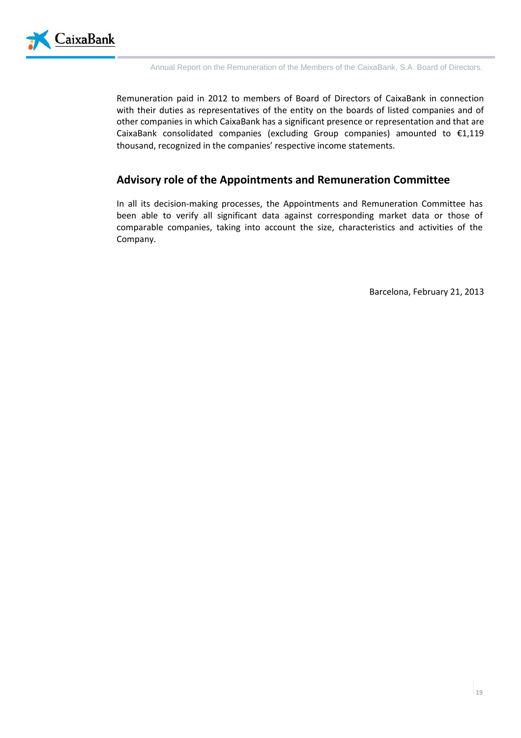Remuneration paid in 2012 to members of Board of Directors of CaixaBank in connection with their duties as representatives of the entity on the boards of listed companies and of other companies in which CaixaBank has a significant presence or representation and that are CaixaBank consolidated companies (excluding Group companies) amounted to €1,119 thousand, recognized in the companies' respective income statements.

## Advisory role of the Appointments and Remuneration Committee

In all its decision-making processes, the Appointments and Remuneration Committee has been able to verify all significant data against corresponding market data or those of comparable companies, taking into account the size, characteristics and activities of the Company.

Barcelona, February 21, 2013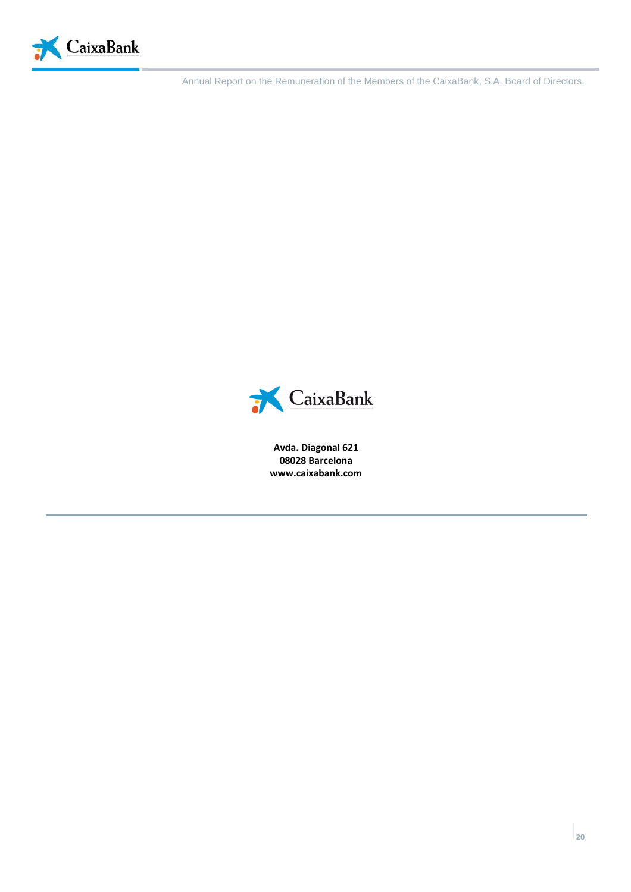CaixaBank

**Avda. Diagonal 621**
**08028 Barcelona**
**www.caixabank.com**